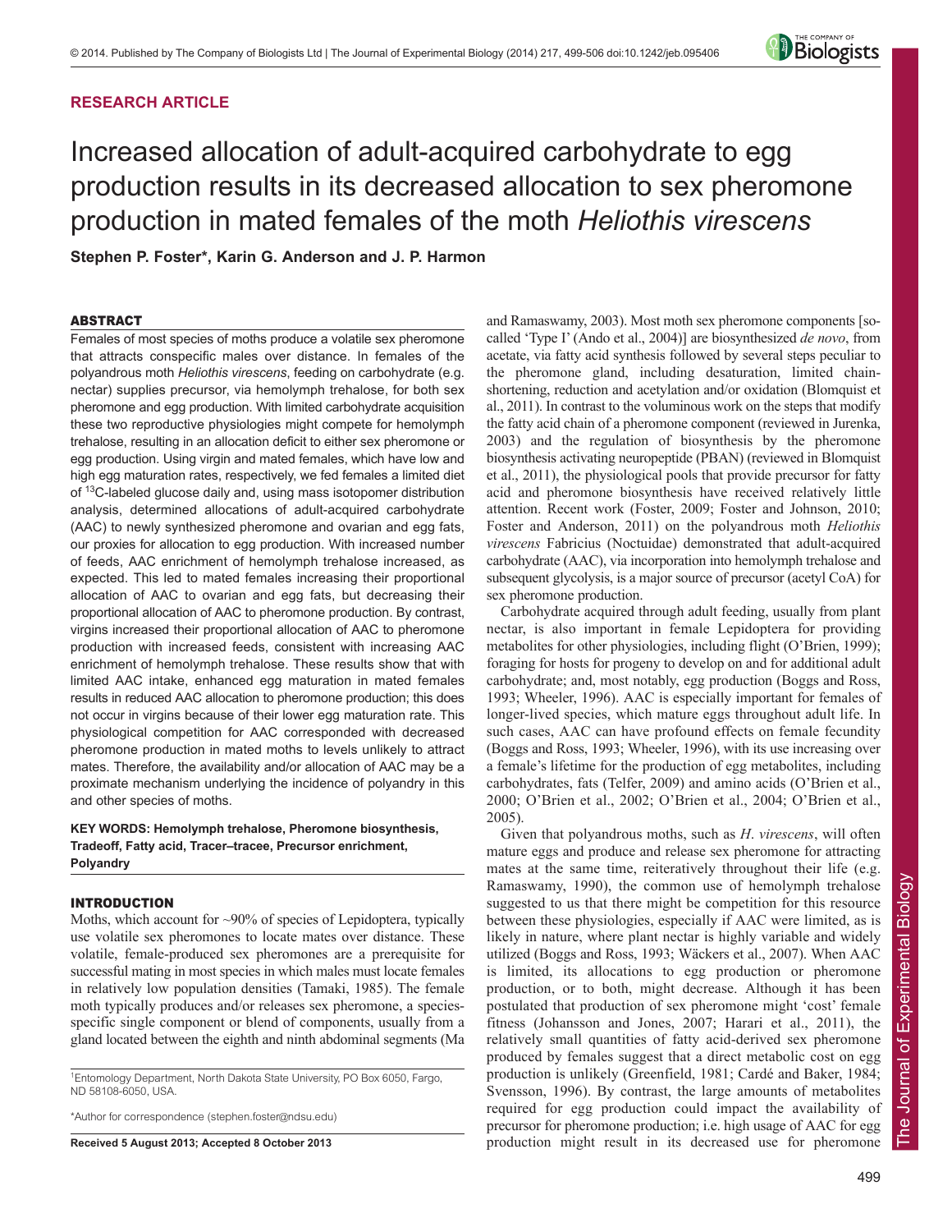**RESEARCH ARTICLE**

# Increased allocation of adult-acquired carbohydrate to egg production results in its decreased allocation to sex pheromone production in mated females of the moth *Heliothis virescens*

**Stephen P. Foster*, Karin G. Anderson and J. P. Harmon**

## ABSTRACT

Females of most species of moths produce a volatile sex pheromone that attracts conspecific males over distance. In females of the polyandrous moth *Heliothis virescens*, feeding on carbohydrate (e.g. nectar) supplies precursor, via hemolymph trehalose, for both sex pheromone and egg production. With limited carbohydrate acquisition these two reproductive physiologies might compete for hemolymph trehalose, resulting in an allocation deficit to either sex pheromone or egg production. Using virgin and mated females, which have low and high egg maturation rates, respectively, we fed females a limited diet of $^{13}$C-labeled glucose daily and, using mass isotopomer distribution analysis, determined allocations of adult-acquired carbohydrate (AAC) to newly synthesized pheromone and ovarian and egg fats, our proxies for allocation to egg production. With increased number of feeds, AAC enrichment of hemolymph trehalose increased, as expected. This led to mated females increasing their proportional allocation of AAC to ovarian and egg fats, but decreasing their proportional allocation of AAC to pheromone production. By contrast, virgins increased their proportional allocation of AAC to pheromone production with increased feeds, consistent with increasing AAC enrichment of hemolymph trehalose. These results show that with limited AAC intake, enhanced egg maturation in mated females results in reduced AAC allocation to pheromone production; this does not occur in virgins because of their lower egg maturation rate. This physiological competition for AAC corresponded with decreased pheromone production in mated moths to levels unlikely to attract mates. Therefore, the availability and/or allocation of AAC may be a proximate mechanism underlying the incidence of polyandry in this and other species of moths.

**KEY WORDS: Hemolymph trehalose, Pheromone biosynthesis, Tradeoff, Fatty acid, Tracer–tracee, Precursor enrichment, Polyandry**

## INTRODUCTION

Moths, which account for ~90% of species of Lepidoptera, typically use volatile sex pheromones to locate mates over distance. These volatile, female-produced sex pheromones are a prerequisite for successful mating in most species in which males must locate females in relatively low population densities (Tamaki, 1985). The female moth typically produces and/or releases sex pheromone, a species-specific single component or blend of components, usually from a gland located between the eighth and ninth abdominal segments (Ma and Ramaswamy, 2003). Most moth sex pheromone components [so-called 'Type I' (Ando et al., 2004)] are biosynthesized *de novo*, from acetate, via fatty acid synthesis followed by several steps peculiar to the pheromone gland, including desaturation, limited chain-shortening, reduction and acetylation and/or oxidation (Blomquist et al., 2011). In contrast to the voluminous work on the steps that modify the fatty acid chain of a pheromone component (reviewed in Jurenka, 2003) and the regulation of biosynthesis by the pheromone biosynthesis activating neuropeptide (PBAN) (reviewed in Blomquist et al., 2011), the physiological pools that provide precursor for fatty acid and pheromone biosynthesis have received relatively little attention. Recent work (Foster, 2009; Foster and Johnson, 2010; Foster and Anderson, 2011) on the polyandrous moth *Heliothis virescens* Fabricius (Noctuidae) demonstrated that adult-acquired carbohydrate (AAC), via incorporation into hemolymph trehalose and subsequent glycolysis, is a major source of precursor (acetyl CoA) for sex pheromone production.

Carbohydrate acquired through adult feeding, usually from plant nectar, is also important in female Lepidoptera for providing metabolites for other physiologies, including flight (O'Brien, 1999); foraging for hosts for progeny to develop on and for additional adult carbohydrate; and, most notably, egg production (Boggs and Ross, 1993; Wheeler, 1996). AAC is especially important for females of longer-lived species, which mature eggs throughout adult life. In such cases, AAC can have profound effects on female fecundity (Boggs and Ross, 1993; Wheeler, 1996), with its use increasing over a female's lifetime for the production of egg metabolites, including carbohydrates, fats (Telfer, 2009) and amino acids (O'Brien et al., 2000; O'Brien et al., 2002; O'Brien et al., 2004; O'Brien et al., 2005).

Given that polyandrous moths, such as *H. virescens*, will often mature eggs and produce and release sex pheromone for attracting mates at the same time, reiteratively throughout their life (e.g. Ramaswamy, 1990), the common use of hemolymph trehalose suggested to us that there might be competition for this resource between these physiologies, especially if AAC were limited, as is likely in nature, where plant nectar is highly variable and widely utilized (Boggs and Ross, 1993; Wäckers et al., 2007). When AAC is limited, its allocations to egg production or pheromone production, or to both, might decrease. Although it has been postulated that production of sex pheromone might 'cost' female fitness (Johansson and Jones, 2007; Harari et al., 2011), the relatively small quantities of fatty acid-derived sex pheromone produced by females suggest that a direct metabolic cost on egg production is unlikely (Greenfield, 1981; Cardé and Baker, 1984; Svensson, 1996). By contrast, the large amounts of metabolites required for egg production could impact the availability of precursor for pheromone production; i.e. high usage of AAC for egg production might result in its decreased use for pheromone

[1]Entomology Department, North Dakota State University, PO Box 6050, Fargo, ND 58108-6050, USA.

*Author for correspondence (stephen.foster@ndsu.edu)

**Received 5 August 2013; Accepted 8 October 2013**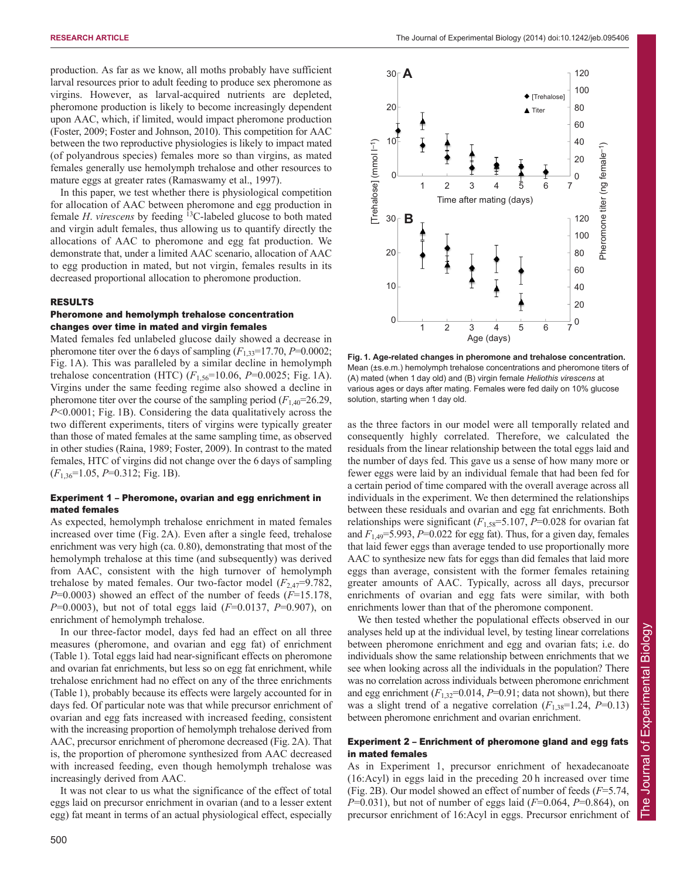production. As far as we know, all moths probably have sufficient larval resources prior to adult feeding to produce sex pheromone as virgins. However, as larval-acquired nutrients are depleted, pheromone production is likely to become increasingly dependent upon AAC, which, if limited, would impact pheromone production (Foster, 2009; Foster and Johnson, 2010). This competition for AAC between the two reproductive physiologies is likely to impact mated (of polyandrous species) females more so than virgins, as mated females generally use hemolymph trehalose and other resources to mature eggs at greater rates (Ramaswamy et al., 1997).

In this paper, we test whether there is physiological competition for allocation of AAC between pheromone and egg production in female *H. virescens* by feeding $^{13}$C-labeled glucose to both mated and virgin adult females, thus allowing us to quantify directly the allocations of AAC to pheromone and egg fat production. We demonstrate that, under a limited AAC scenario, allocation of AAC to egg production in mated, but not virgin, females results in its decreased proportional allocation to pheromone production.

## RESULTS

### Pheromone and hemolymph trehalose concentration changes over time in mated and virgin females

Mated females fed unlabeled glucose daily showed a decrease in pheromone titer over the 6 days of sampling ($F_{1,33}$=17.70, $P$=0.0002; Fig. 1A). This was paralleled by a similar decline in hemolymph trehalose concentration (HTC) ($F_{1,56}$=10.06, $P$=0.0025; Fig. 1A). Virgins under the same feeding regime also showed a decline in pheromone titer over the course of the sampling period ($F_{1,40}$=26.29, $P$<0.0001; Fig. 1B). Considering the data qualitatively across the two different experiments, titers of virgins were typically greater than those of mated females at the same sampling time, as observed in other studies (Raina, 1989; Foster, 2009). In contrast to the mated females, HTC of virgins did not change over the 6 days of sampling ($F_{1,36}$=1.05, $P$=0.312; Fig. 1B).

Fig. 1. Age-related changes in pheromone and trehalose concentration. Mean (±s.e.m.) hemolymph trehalose concentrations and pheromone titers of (A) mated (when 1 day old) and (B) virgin female *Heliothis virescens* at various ages or days after mating. Females were fed daily on 10% glucose solution, starting when 1 day old.

### Experiment 1 – Pheromone, ovarian and egg enrichment in mated females

As expected, hemolymph trehalose enrichment in mated females increased over time (Fig. 2A). Even after a single feed, trehalose enrichment was very high (ca. 0.80), demonstrating that most of the hemolymph trehalose at this time (and subsequently) was derived from AAC, consistent with the high turnover of hemolymph trehalose by mated females. Our two-factor model ($F_{2,47}$=9.782, $P$=0.0003) showed an effect of the number of feeds ($F$=15.178, $P$=0.0003), but not of total eggs laid ($F$=0.0137, $P$=0.907), on enrichment of hemolymph trehalose.

In our three-factor model, days fed had an effect on all three measures (pheromone, and ovarian and egg fat) of enrichment (Table 1). Total eggs laid had near-significant effects on pheromone and ovarian fat enrichments, but less so on egg fat enrichment, while trehalose enrichment had no effect on any of the three enrichments (Table 1), probably because its effects were largely accounted for in days fed. Of particular note was that while precursor enrichment of ovarian and egg fats increased with increased feeding, consistent with the increasing proportion of hemolymph trehalose derived from AAC, precursor enrichment of pheromone decreased (Fig. 2A). That is, the proportion of pheromone synthesized from AAC decreased with increased feeding, even though hemolymph trehalose was increasingly derived from AAC.

It was not clear to us what the significance of the effect of total eggs laid on precursor enrichment in ovarian (and to a lesser extent egg) fat meant in terms of an actual physiological effect, especially as the three factors in our model were all temporally related and consequently highly correlated. Therefore, we calculated the residuals from the linear relationship between the total eggs laid and the number of days fed. This gave us a sense of how many more or fewer eggs were laid by an individual female that had been fed for a certain period of time compared with the overall average across all individuals in the experiment. We then determined the relationships between these residuals and ovarian and egg fat enrichments. Both relationships were significant ($F_{1,58}$=5.107, $P$=0.028 for ovarian fat and $F_{1,49}$=5.993, $P$=0.022 for egg fat). Thus, for a given day, females that laid fewer eggs than average tended to use proportionally more AAC to synthesize new fats for eggs than did females that laid more eggs than average, consistent with the former females retaining greater amounts of AAC. Typically, across all days, precursor enrichments of ovarian and egg fats were similar, with both enrichments lower than that of the pheromone component.

We then tested whether the populational effects observed in our analyses held up at the individual level, by testing linear correlations between pheromone enrichment and egg and ovarian fats; i.e. do individuals show the same relationship between enrichments that we see when looking across all the individuals in the population? There was no correlation across individuals between pheromone enrichment and egg enrichment ($F_{1,32}$=0.014, $P$=0.91; data not shown), but there was a slight trend of a negative correlation ($F_{1,38}$=1.24, $P$=0.13) between pheromone enrichment and ovarian enrichment.

### Experiment 2 – Enrichment of pheromone gland and egg fats in mated females

As in Experiment 1, precursor enrichment of hexadecanoate (16:Acyl) in eggs laid in the preceding 20 h increased over time (Fig. 2B). Our model showed an effect of number of feeds ($F$=5.74, $P$=0.031), but not of number of eggs laid ($F$=0.064, $P$=0.864), on precursor enrichment of 16:Acyl in eggs. Precursor enrichment of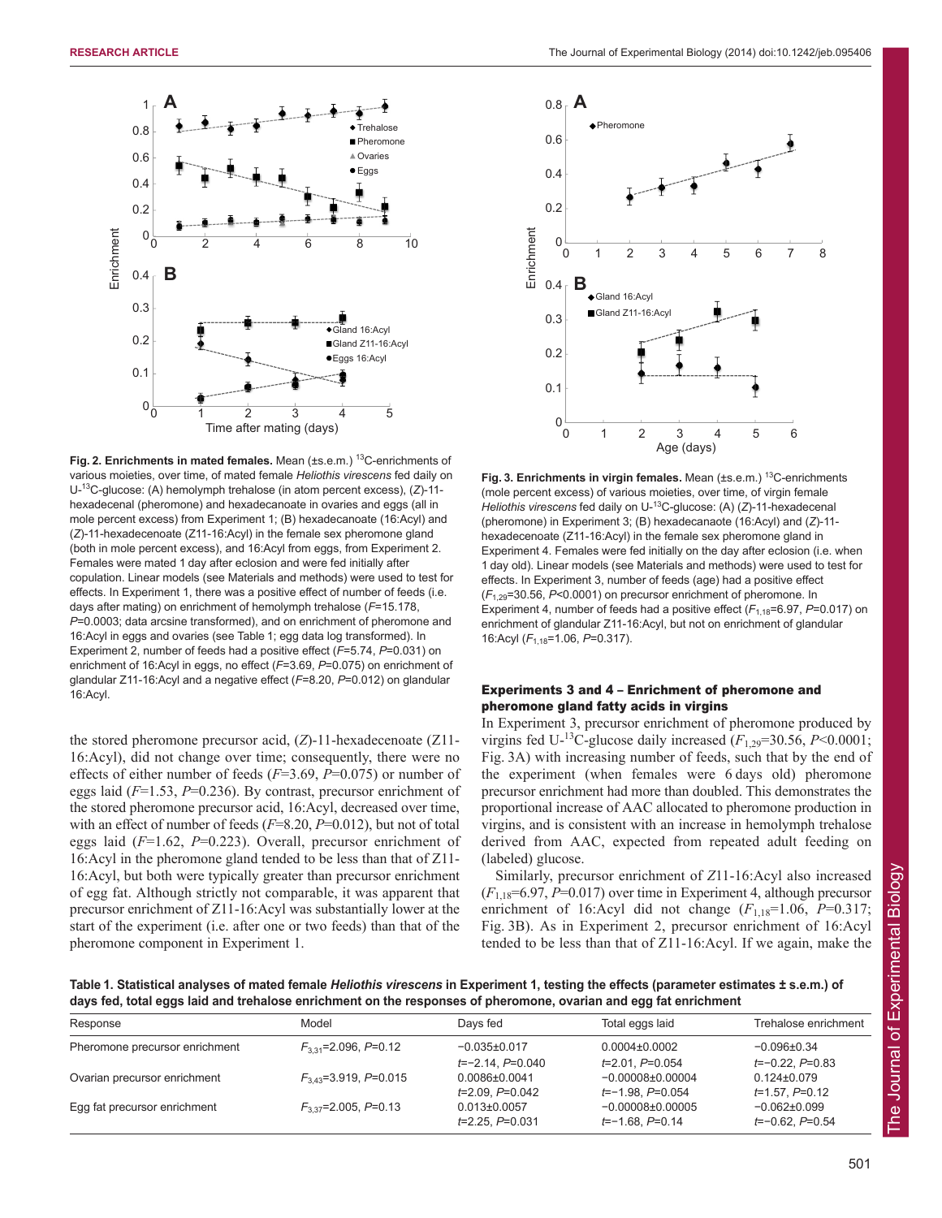**Fig. 2. Enrichments in mated females.** Mean (±s.e.m.) $^{13}$C-enrichments of various moieties, over time, of mated female *Heliothis virescens* fed daily on U-$^{13}$C-glucose: (A) hemolymph trehalose (in atom percent excess), (*Z*)-11-hexadecenal (pheromone) and hexadecanoate in ovaries and eggs (all in mole percent excess) from Experiment 1; (B) hexadecanoate (16:Acyl) and (*Z*)-11-hexadecenoate (Z11-16:Acyl) in the female sex pheromone gland (both in mole percent excess), and 16:Acyl from eggs, from Experiment 2. Females were mated 1 day after eclosion and were fed initially after copulation. Linear models (see Materials and methods) were used to test for effects. In Experiment 1, there was a positive effect of number of feeds (i.e. days after mating) on enrichment of hemolymph trehalose ($F$=15.178, $P$=0.0003; data arcsine transformed), and on enrichment of pheromone and 16:Acyl in eggs and ovaries (see Table 1; egg data log transformed). In Experiment 2, number of feeds had a positive effect ($F$=5.74, $P$=0.031) on enrichment of 16:Acyl in eggs, no effect ($F$=3.69, $P$=0.075) on enrichment of glandular Z11-16:Acyl and a negative effect ($F$=8.20, $P$=0.012) on glandular 16:Acyl.

the stored pheromone precursor acid, (*Z*)-11-hexadecenoate (Z11-16:Acyl), did not change over time; consequently, there were no effects of either number of feeds ($F$=3.69, $P$=0.075) or number of eggs laid ($F$=1.53, $P$=0.236). By contrast, precursor enrichment of the stored pheromone precursor acid, 16:Acyl, decreased over time, with an effect of number of feeds ($F$=8.20, $P$=0.012), but not of total eggs laid ($F$=1.62, $P$=0.223). Overall, precursor enrichment of 16:Acyl in the pheromone gland tended to be less than that of Z11-16:Acyl, but both were typically greater than precursor enrichment of egg fat. Although strictly not comparable, it was apparent that precursor enrichment of Z11-16:Acyl was substantially lower at the start of the experiment (i.e. after one or two feeds) than that of the pheromone component in Experiment 1.

**Fig. 3. Enrichments in virgin females.** Mean (±s.e.m.) $^{13}$C-enrichments (mole percent excess) of various moieties, over time, of virgin female *Heliothis virescens* fed daily on U-$^{13}$C-glucose: (A) (*Z*)-11-hexadecenal (pheromone) in Experiment 3; (B) hexadecanaote (16:Acyl) and (*Z*)-11-hexadecenoate (Z11-16:Acyl) in the female sex pheromone gland in Experiment 4. Females were fed initially on the day after eclosion (i.e. when 1 day old). Linear models (see Materials and methods) were used to test for effects. In Experiment 3, number of feeds (age) had a positive effect ($F_{1,29}$=30.56, $P$<0.0001) on precursor enrichment of pheromone. In Experiment 4, number of feeds had a positive effect ($F_{1,18}$=6.97, $P$=0.017) on enrichment of glandular Z11-16:Acyl, but not on enrichment of glandular 16:Acyl ($F_{1,18}$=1.06, $P$=0.317).

### Experiments 3 and 4 – Enrichment of pheromone and pheromone gland fatty acids in virgins

In Experiment 3, precursor enrichment of pheromone produced by virgins fed U-$^{13}$C-glucose daily increased ($F_{1,29}$=30.56, $P$<0.0001; Fig. 3A) with increasing number of feeds, such that by the end of the experiment (when females were 6 days old) pheromone precursor enrichment had more than doubled. This demonstrates the proportional increase of AAC allocated to pheromone production in virgins, and is consistent with an increase in hemolymph trehalose derived from AAC, expected from repeated adult feeding on (labeled) glucose.

Similarly, precursor enrichment of *Z*11-16:Acyl also increased ($F_{1,18}$=6.97, $P$=0.017) over time in Experiment 4, although precursor enrichment of 16:Acyl did not change ($F_{1,18}$=1.06, $P$=0.317; Fig. 3B). As in Experiment 2, precursor enrichment of 16:Acyl tended to be less than that of Z11-16:Acyl. If we again, make the

**Table 1. Statistical analyses of mated female *Heliothis virescens* in Experiment 1, testing the effects (parameter estimates ± s.e.m.) of days fed, total eggs laid and trehalose enrichment on the responses of pheromone, ovarian and egg fat enrichment**

| Response | Model | Days fed | Total eggs laid | Trehalose enrichment |
|---|---|---|---|---|
| Pheromone precursor enrichment | $F_{3,31}$=2.096, $P$=0.12 | −0.035±0.017<br>$t$=−2.14, $P$=0.040 | 0.0004±0.0002<br>$t$=2.01, $P$=0.054 | −0.096±0.34<br>$t$=−0.22, $P$=0.83 |
| Ovarian precursor enrichment | $F_{3,43}$=3.919, $P$=0.015 | 0.0086±0.0041<br>$t$=2.09, $P$=0.042 | −0.00008±0.00004<br>$t$=−1.98, $P$=0.054 | 0.124±0.079<br>$t$=1.57, $P$=0.12 |
| Egg fat precursor enrichment | $F_{3,37}$=2.005, $P$=0.13 | 0.013±0.0057<br>$t$=2.25, $P$=0.031 | −0.00008±0.00005<br>$t$=−1.68, $P$=0.14 | −0.062±0.099<br>$t$=−0.62, $P$=0.54 |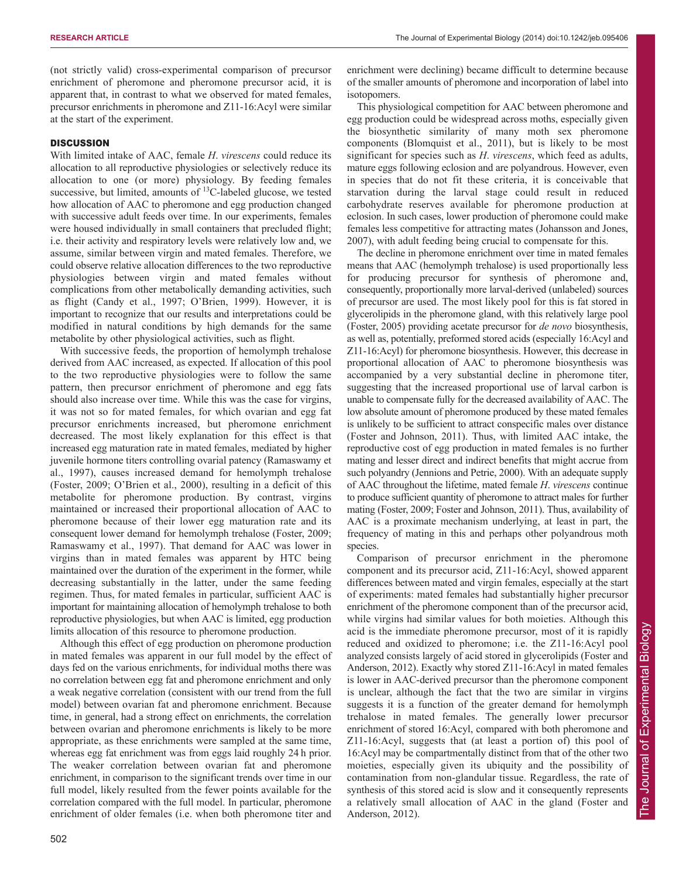(not strictly valid) cross-experimental comparison of precursor enrichment of pheromone and pheromone precursor acid, it is apparent that, in contrast to what we observed for mated females, precursor enrichments in pheromone and Z11-16:Acyl were similar at the start of the experiment.

## DISCUSSION

With limited intake of AAC, female *H. virescens* could reduce its allocation to all reproductive physiologies or selectively reduce its allocation to one (or more) physiology. By feeding females successive, but limited, amounts of $^{13}$C-labeled glucose, we tested how allocation of AAC to pheromone and egg production changed with successive adult feeds over time. In our experiments, females were housed individually in small containers that precluded flight; i.e. their activity and respiratory levels were relatively low and, we assume, similar between virgin and mated females. Therefore, we could observe relative allocation differences to the two reproductive physiologies between virgin and mated females without complications from other metabolically demanding activities, such as flight (Candy et al., 1997; O'Brien, 1999). However, it is important to recognize that our results and interpretations could be modified in natural conditions by high demands for the same metabolite by other physiological activities, such as flight.

With successive feeds, the proportion of hemolymph trehalose derived from AAC increased, as expected. If allocation of this pool to the two reproductive physiologies were to follow the same pattern, then precursor enrichment of pheromone and egg fats should also increase over time. While this was the case for virgins, it was not so for mated females, for which ovarian and egg fat precursor enrichments increased, but pheromone enrichment decreased. The most likely explanation for this effect is that increased egg maturation rate in mated females, mediated by higher juvenile hormone titers controlling ovarial patency (Ramaswamy et al., 1997), causes increased demand for hemolymph trehalose (Foster, 2009; O'Brien et al., 2000), resulting in a deficit of this metabolite for pheromone production. By contrast, virgins maintained or increased their proportional allocation of AAC to pheromone because of their lower egg maturation rate and its consequent lower demand for hemolymph trehalose (Foster, 2009; Ramaswamy et al., 1997). That demand for AAC was lower in virgins than in mated females was apparent by HTC being maintained over the duration of the experiment in the former, while decreasing substantially in the latter, under the same feeding regimen. Thus, for mated females in particular, sufficient AAC is important for maintaining allocation of hemolymph trehalose to both reproductive physiologies, but when AAC is limited, egg production limits allocation of this resource to pheromone production.

Although this effect of egg production on pheromone production in mated females was apparent in our full model by the effect of days fed on the various enrichments, for individual moths there was no correlation between egg fat and pheromone enrichment and only a weak negative correlation (consistent with our trend from the full model) between ovarian fat and pheromone enrichment. Because time, in general, had a strong effect on enrichments, the correlation between ovarian and pheromone enrichments is likely to be more appropriate, as these enrichments were sampled at the same time, whereas egg fat enrichment was from eggs laid roughly 24 h prior. The weaker correlation between ovarian fat and pheromone enrichment, in comparison to the significant trends over time in our full model, likely resulted from the fewer points available for the correlation compared with the full model. In particular, pheromone enrichment of older females (i.e. when both pheromone titer and enrichment were declining) became difficult to determine because of the smaller amounts of pheromone and incorporation of label into isotopomers.

This physiological competition for AAC between pheromone and egg production could be widespread across moths, especially given the biosynthetic similarity of many moth sex pheromone components (Blomquist et al., 2011), but is likely to be most significant for species such as *H. virescens*, which feed as adults, mature eggs following eclosion and are polyandrous. However, even in species that do not fit these criteria, it is conceivable that starvation during the larval stage could result in reduced carbohydrate reserves available for pheromone production at eclosion. In such cases, lower production of pheromone could make females less competitive for attracting mates (Johansson and Jones, 2007), with adult feeding being crucial to compensate for this.

The decline in pheromone enrichment over time in mated females means that AAC (hemolymph trehalose) is used proportionally less for producing precursor for synthesis of pheromone and, consequently, proportionally more larval-derived (unlabeled) sources of precursor are used. The most likely pool for this is fat stored in glycerolipids in the pheromone gland, with this relatively large pool (Foster, 2005) providing acetate precursor for *de novo* biosynthesis, as well as, potentially, preformed stored acids (especially 16:Acyl and Z11-16:Acyl) for pheromone biosynthesis. However, this decrease in proportional allocation of AAC to pheromone biosynthesis was accompanied by a very substantial decline in pheromone titer, suggesting that the increased proportional use of larval carbon is unable to compensate fully for the decreased availability of AAC. The low absolute amount of pheromone produced by these mated females is unlikely to be sufficient to attract conspecific males over distance (Foster and Johnson, 2011). Thus, with limited AAC intake, the reproductive cost of egg production in mated females is no further mating and lesser direct and indirect benefits that might accrue from such polyandry (Jennions and Petrie, 2000). With an adequate supply of AAC throughout the lifetime, mated female *H. virescens* continue to produce sufficient quantity of pheromone to attract males for further mating (Foster, 2009; Foster and Johnson, 2011). Thus, availability of AAC is a proximate mechanism underlying, at least in part, the frequency of mating in this and perhaps other polyandrous moth species.

Comparison of precursor enrichment in the pheromone component and its precursor acid, Z11-16:Acyl, showed apparent differences between mated and virgin females, especially at the start of experiments: mated females had substantially higher precursor enrichment of the pheromone component than of the precursor acid, while virgins had similar values for both moieties. Although this acid is the immediate pheromone precursor, most of it is rapidly reduced and oxidized to pheromone; i.e. the Z11-16:Acyl pool analyzed consists largely of acid stored in glycerolipids (Foster and Anderson, 2012). Exactly why stored Z11-16:Acyl in mated females is lower in AAC-derived precursor than the pheromone component is unclear, although the fact that the two are similar in virgins suggests it is a function of the greater demand for hemolymph trehalose in mated females. The generally lower precursor enrichment of stored 16:Acyl, compared with both pheromone and Z11-16:Acyl, suggests that (at least a portion of) this pool of 16:Acyl may be compartmentally distinct from that of the other two moieties, especially given its ubiquity and the possibility of contamination from non-glandular tissue. Regardless, the rate of synthesis of this stored acid is slow and it consequently represents a relatively small allocation of AAC in the gland (Foster and Anderson, 2012).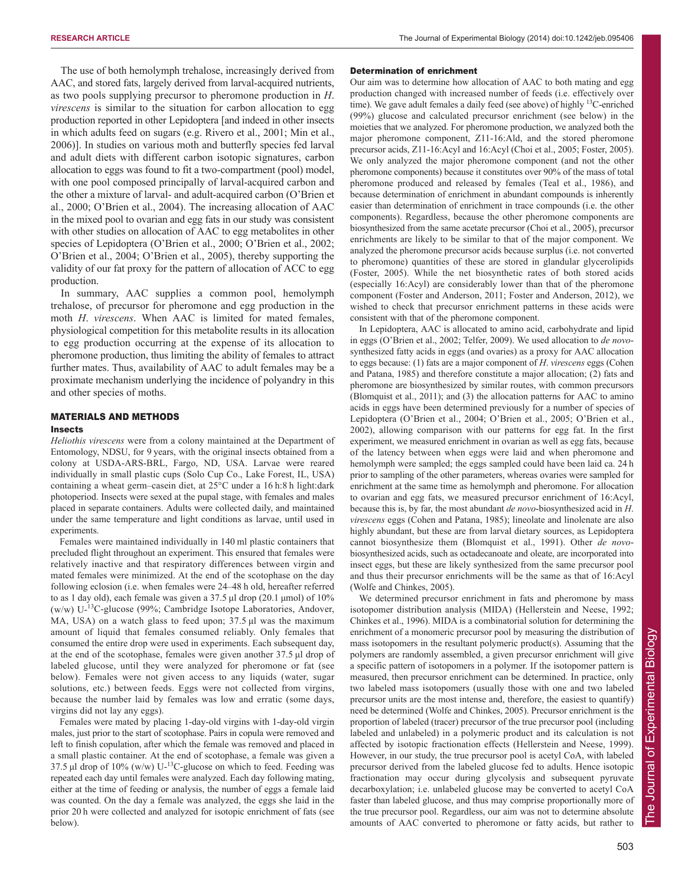The use of both hemolymph trehalose, increasingly derived from AAC, and stored fats, largely derived from larval-acquired nutrients, as two pools supplying precursor to pheromone production in *H. virescens* is similar to the situation for carbon allocation to egg production reported in other Lepidoptera [and indeed in other insects in which adults feed on sugars (e.g. Rivero et al., 2001; Min et al., 2006)]. In studies on various moth and butterfly species fed larval and adult diets with different carbon isotopic signatures, carbon allocation to eggs was found to fit a two-compartment (pool) model, with one pool composed principally of larval-acquired carbon and the other a mixture of larval- and adult-acquired carbon (O'Brien et al., 2000; O'Brien et al., 2004). The increasing allocation of AAC in the mixed pool to ovarian and egg fats in our study was consistent with other studies on allocation of AAC to egg metabolites in other species of Lepidoptera (O'Brien et al., 2000; O'Brien et al., 2002; O'Brien et al., 2004; O'Brien et al., 2005), thereby supporting the validity of our fat proxy for the pattern of allocation of ACC to egg production.

In summary, AAC supplies a common pool, hemolymph trehalose, of precursor for pheromone and egg production in the moth *H. virescens*. When AAC is limited for mated females, physiological competition for this metabolite results in its allocation to egg production occurring at the expense of its allocation to pheromone production, thus limiting the ability of females to attract further mates. Thus, availability of AAC to adult females may be a proximate mechanism underlying the incidence of polyandry in this and other species of moths.

## MATERIALS AND METHODS

### Insects

*Heliothis virescens* were from a colony maintained at the Department of Entomology, NDSU, for 9 years, with the original insects obtained from a colony at USDA-ARS-BRL, Fargo, ND, USA. Larvae were reared individually in small plastic cups (Solo Cup Co., Lake Forest, IL, USA) containing a wheat germ–casein diet, at 25°C under a 16 h:8 h light:dark photoperiod. Insects were sexed at the pupal stage, with females and males placed in separate containers. Adults were collected daily, and maintained under the same temperature and light conditions as larvae, until used in experiments.

Females were maintained individually in 140 ml plastic containers that precluded flight throughout an experiment. This ensured that females were relatively inactive and that respiratory differences between virgin and mated females were minimized. At the end of the scotophase on the day following eclosion (i.e. when females were 24–48 h old, hereafter referred to as 1 day old), each female was given a 37.5 μl drop (20.1 μmol) of 10% (w/w) U-$^{13}$C-glucose (99%; Cambridge Isotope Laboratories, Andover, MA, USA) on a watch glass to feed upon; 37.5 μl was the maximum amount of liquid that females consumed reliably. Only females that consumed the entire drop were used in experiments. Each subsequent day, at the end of the scotophase, females were given another 37.5 μl drop of labeled glucose, until they were analyzed for pheromone or fat (see below). Females were not given access to any liquids (water, sugar solutions, etc.) between feeds. Eggs were not collected from virgins, because the number laid by females was low and erratic (some days, virgins did not lay any eggs).

Females were mated by placing 1-day-old virgins with 1-day-old virgin males, just prior to the start of scotophase. Pairs in copula were removed and left to finish copulation, after which the female was removed and placed in a small plastic container. At the end of scotophase, a female was given a 37.5 μl drop of 10% (w/w) U-$^{13}$C-glucose on which to feed. Feeding was repeated each day until females were analyzed. Each day following mating, either at the time of feeding or analysis, the number of eggs a female laid was counted. On the day a female was analyzed, the eggs she laid in the prior 20 h were collected and analyzed for isotopic enrichment of fats (see below).

### Determination of enrichment

Our aim was to determine how allocation of AAC to both mating and egg production changed with increased number of feeds (i.e. effectively over time). We gave adult females a daily feed (see above) of highly $^{13}$C-enriched (99%) glucose and calculated precursor enrichment (see below) in the moieties that we analyzed. For pheromone production, we analyzed both the major pheromone component, Z11-16:Ald, and the stored pheromone precursor acids, Z11-16:Acyl and 16:Acyl (Choi et al., 2005; Foster, 2005). We only analyzed the major pheromone component (and not the other pheromone components) because it constitutes over 90% of the mass of total pheromone produced and released by females (Teal et al., 1986), and because determination of enrichment in abundant compounds is inherently easier than determination of enrichment in trace compounds (i.e. the other components). Regardless, because the other pheromone components are biosynthesized from the same acetate precursor (Choi et al., 2005), precursor enrichments are likely to be similar to that of the major component. We analyzed the pheromone precursor acids because surplus (i.e. not converted to pheromone) quantities of these are stored in glandular glycerolipids (Foster, 2005). While the net biosynthetic rates of both stored acids (especially 16:Acyl) are considerably lower than that of the pheromone component (Foster and Anderson, 2011; Foster and Anderson, 2012), we wished to check that precursor enrichment patterns in these acids were consistent with that of the pheromone component.

In Lepidoptera, AAC is allocated to amino acid, carbohydrate and lipid in eggs (O'Brien et al., 2002; Telfer, 2009). We used allocation to *de novo*-synthesized fatty acids in eggs (and ovaries) as a proxy for AAC allocation to eggs because: (1) fats are a major component of *H. virescens* eggs (Cohen and Patana, 1985) and therefore constitute a major allocation; (2) fats and pheromone are biosynthesized by similar routes, with common precursors (Blomquist et al., 2011); and (3) the allocation patterns for AAC to amino acids in eggs have been determined previously for a number of species of Lepidoptera (O'Brien et al., 2004; O'Brien et al., 2005; O'Brien et al., 2002), allowing comparison with our patterns for egg fat. In the first experiment, we measured enrichment in ovarian as well as egg fats, because of the latency between when eggs were laid and when pheromone and hemolymph were sampled; the eggs sampled could have been laid ca. 24 h prior to sampling of the other parameters, whereas ovaries were sampled for enrichment at the same time as hemolymph and pheromone. For allocation to ovarian and egg fats, we measured precursor enrichment of 16:Acyl, because this is, by far, the most abundant *de novo*-biosynthesized acid in *H. virescens* eggs (Cohen and Patana, 1985); lineolate and linolenate are also highly abundant, but these are from larval dietary sources, as Lepidoptera cannot biosynthesize them (Blomquist et al., 1991). Other *de novo*-biosynthesized acids, such as octadecanoate and oleate, are incorporated into insect eggs, but these are likely synthesized from the same precursor pool and thus their precursor enrichments will be the same as that of 16:Acyl (Wolfe and Chinkes, 2005).

We determined precursor enrichment in fats and pheromone by mass isotopomer distribution analysis (MIDA) (Hellerstein and Neese, 1992; Chinkes et al., 1996). MIDA is a combinatorial solution for determining the enrichment of a monomeric precursor pool by measuring the distribution of mass isotopomers in the resultant polymeric product(s). Assuming that the polymers are randomly assembled, a given precursor enrichment will give a specific pattern of isotopomers in a polymer. If the isotopomer pattern is measured, then precursor enrichment can be determined. In practice, only two labeled mass isotopomers (usually those with one and two labeled precursor units are the most intense and, therefore, the easiest to quantify) need be determined (Wolfe and Chinkes, 2005). Precursor enrichment is the proportion of labeled (tracer) precursor of the true precursor pool (including labeled and unlabeled) in a polymeric product and its calculation is not affected by isotopic fractionation effects (Hellerstein and Neese, 1999). However, in our study, the true precursor pool is acetyl CoA, with labeled precursor derived from the labeled glucose fed to adults. Hence isotopic fractionation may occur during glycolysis and subsequent pyruvate decarboxylation; i.e. unlabeled glucose may be converted to acetyl CoA faster than labeled glucose, and thus may comprise proportionally more of the true precursor pool. Regardless, our aim was not to determine absolute amounts of AAC converted to pheromone or fatty acids, but rather to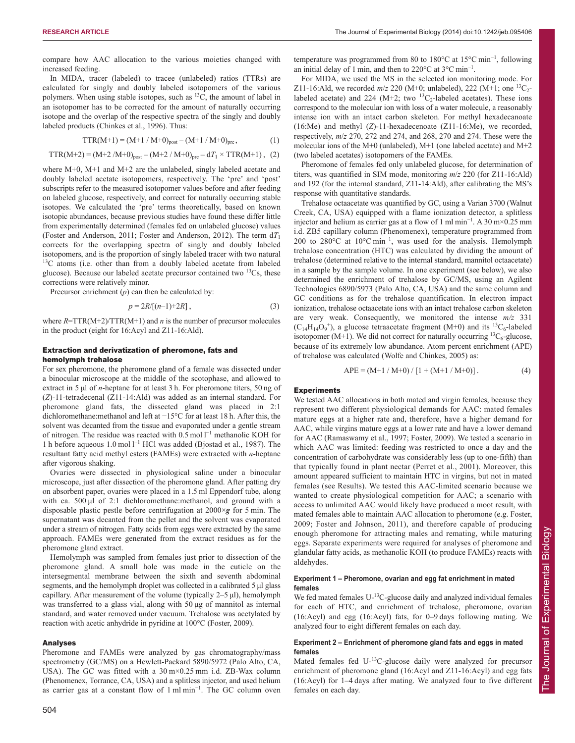compare how AAC allocation to the various moieties changed with increased feeding.

In MIDA, tracer (labeled) to tracee (unlabeled) ratios (TTRs) are calculated for singly and doubly labeled isotopomers of the various polymers. When using stable isotopes, such as $^{13}C$, the amount of label in an isotopomer has to be corrected for the amount of naturally occurring isotope and the overlap of the respective spectra of the singly and doubly labeled products (Chinkes et al., 1996). Thus:

$$\mathrm{TTR(M{+}1)} = (\mathrm{M{+}1} \,/\, \mathrm{M{+}0})_{\mathrm{post}} - (\mathrm{M{+}1} \,/\, \mathrm{M{+}0})_{\mathrm{pre}}\,, \quad (1)$$

$$\mathrm{TTR(M{+}2)} = (\mathrm{M{+}2} \,/\mathrm{M{+}0})_{\mathrm{post}} - (\mathrm{M{+}2} \,/\, \mathrm{M{+}0})_{\mathrm{pre}} - \mathrm{d}T_1 \times \mathrm{TTR(M{+}1)}\,, \quad (2)$$

where M+0, M+1 and M+2 are the unlabeled, singly labeled acetate and doubly labeled acetate isotopomers, respectively. The 'pre' and 'post' subscripts refer to the measured isotopomer values before and after feeding on labeled glucose, respectively, and correct for naturally occurring stable isotopes. We calculated the 'pre' terms theoretically, based on known isotopic abundances, because previous studies have found these differ little from experimentally determined (females fed on unlabeled glucose) values (Foster and Anderson, 2011; Foster and Anderson, 2012). The term $\mathrm{d}T_1$ corrects for the overlapping spectra of singly and doubly labeled isotopomers, and is the proportion of singly labeled tracer with two natural $^{13}C$ atoms (i.e. other than from a doubly labeled acetate from labeled glucose). Because our labeled acetate precursor contained two $^{13}Cs$, these corrections were relatively minor.

Precursor enrichment ($p$) can then be calculated by:

$$p = 2R/[(n-1)+2R]\,, \quad (3)$$

where $R$=TTR(M+2)/TTR(M+1) and $n$ is the number of precursor molecules in the product (eight for 16:Acyl and Z11-16:Ald).

### Extraction and derivatization of pheromone, fats and hemolymph trehalose

For sex pheromone, the pheromone gland of a female was dissected under a binocular microscope at the middle of the scotophase, and allowed to extract in 5 µl of *n*-heptane for at least 3 h. For pheromone titers, 50 ng of (*Z*)-11-tetradecenal (Z11-14:Ald) was added as an internal standard. For pheromone gland fats, the dissected gland was placed in 2:1 dichloromethane:methanol and left at −15°C for at least 18 h. After this, the solvent was decanted from the tissue and evaporated under a gentle stream of nitrogen. The residue was reacted with 0.5 mol $l^{-1}$ methanolic KOH for 1 h before aqueous 1.0 mol $l^{-1}$ HCl was added (Bjostad et al., 1987). The resultant fatty acid methyl esters (FAMEs) were extracted with *n*-heptane after vigorous shaking.

Ovaries were dissected in physiological saline under a binocular microscope, just after dissection of the pheromone gland. After patting dry on absorbent paper, ovaries were placed in a 1.5 ml Eppendorf tube, along with ca. 500 µl of 2:1 dichloromethane:methanol, and ground with a disposable plastic pestle before centrifugation at 2000×***g*** for 5 min. The supernatant was decanted from the pellet and the solvent was evaporated under a stream of nitrogen. Fatty acids from eggs were extracted by the same approach. FAMEs were generated from the extract residues as for the pheromone gland extract.

Hemolymph was sampled from females just prior to dissection of the pheromone gland. A small hole was made in the cuticle on the intersegmental membrane between the sixth and seventh abdominal segments, and the hemolymph droplet was collected in a calibrated 5 µl glass capillary. After measurement of the volume (typically 2–5 µl), hemolymph was transferred to a glass vial, along with 50 µg of mannitol as internal standard, and water removed under vacuum. Trehalose was acetylated by reaction with acetic anhydride in pyridine at 100°C (Foster, 2009).

### Analyses

Pheromone and FAMEs were analyzed by gas chromatography/mass spectrometry (GC/MS) on a Hewlett-Packard 5890/5972 (Palo Alto, CA, USA). The GC was fitted with a 30 m×0.25 mm i.d. ZB-Wax column (Phenomenex, Torrance, CA, USA) and a splitless injector, and used helium as carrier gas at a constant flow of 1 ml $\min^{-1}$. The GC column oven temperature was programmed from 80 to 180°C at 15°C $\min^{-1}$, following an initial delay of 1 min, and then to 220°C at 3°C $\min^{-1}$.

For MIDA, we used the MS in the selected ion monitoring mode. For Z11-16:Ald, we recorded $m/z$ 220 (M+0; unlabeled), 222 (M+1; one $^{13}C_2$-labeled acetate) and 224 (M+2; two $^{13}C_2$-labeled acetates). These ions correspond to the molecular ion with loss of a water molecule, a reasonably intense ion with an intact carbon skeleton. For methyl hexadecanoate (16:Me) and methyl (*Z*)-11-hexadecenoate (Z11-16:Me), we recorded, respectively, $m/z$ 270, 272 and 274, and 268, 270 and 274. These were the molecular ions of the M+0 (unlabeled), M+1 (one labeled acetate) and M+2 (two labeled acetates) isotopomers of the FAMEs.

Pheromone of females fed only unlabeled glucose, for determination of titers, was quantified in SIM mode, monitoring $m/z$ 220 (for Z11-16:Ald) and 192 (for the internal standard, Z11-14:Ald), after calibrating the MS's response with quantitative standards.

Trehalose octaacetate was quantified by GC, using a Varian 3700 (Walnut Creek, CA, USA) equipped with a flame ionization detector, a splitless injector and helium as carrier gas at a flow of 1 ml $\min^{-1}$. A 30 m×0.25 mm i.d. ZB5 capillary column (Phenomenex), temperature programmed from 200 to 280°C at 10°C $\min^{-1}$, was used for the analysis. Hemolymph trehalose concentration (HTC) was calculated by dividing the amount of trehalose (determined relative to the internal standard, mannitol octaacetate) in a sample by the sample volume. In one experiment (see below), we also determined the enrichment of trehalose by GC/MS, using an Agilent Technologies 6890/5973 (Palo Alto, CA, USA) and the same column and GC conditions as for the trehalose quantification. In electron impact ionization, trehalose octaacetate ions with an intact trehalose carbon skeleton are very weak. Consequently, we monitored the intense $m/z$ 331 ($C_{14}H_{14}O_9^+$), a glucose tetraacetate fragment (M+0) and its $^{13}C_6$-labeled isotopomer (M+1). We did not correct for naturally occurring $^{13}C_6$-glucose, because of its extremely low abundance. Atom percent enrichment (APE) of trehalose was calculated (Wolfe and Chinkes, 2005) as:

$$\mathrm{APE} = (\mathrm{M{+}1} \,/\, \mathrm{M{+}0}) \,/\, [1 + (\mathrm{M{+}1} \,/\, \mathrm{M{+}0})]\,. \quad (4)$$

### Experiments

We tested AAC allocations in both mated and virgin females, because they represent two different physiological demands for AAC: mated females mature eggs at a higher rate and, therefore, have a higher demand for AAC, while virgins mature eggs at a lower rate and have a lower demand for AAC (Ramaswamy et al., 1997; Foster, 2009). We tested a scenario in which AAC was limited: feeding was restricted to once a day and the concentration of carbohydrate was considerably less (up to one-fifth) than that typically found in plant nectar (Perret et al., 2001). Moreover, this amount appeared sufficient to maintain HTC in virgins, but not in mated females (see Results). We tested this AAC-limited scenario because we wanted to create physiological competition for AAC; a scenario with access to unlimited AAC would likely have produced a moot result, with mated females able to maintain AAC allocation to pheromone (e.g. Foster, 2009; Foster and Johnson, 2011), and therefore capable of producing enough pheromone for attracting males and remating, while maturing eggs. Separate experiments were required for analyses of pheromone and glandular fatty acids, as methanolic KOH (to produce FAMEs) reacts with aldehydes.

#### Experiment 1 – Pheromone, ovarian and egg fat enrichment in mated females

We fed mated females U-$^{13}C$-glucose daily and analyzed individual females for each of HTC, and enrichment of trehalose, pheromone, ovarian (16:Acyl) and egg (16:Acyl) fats, for 0–9 days following mating. We analyzed four to eight different females on each day.

#### Experiment 2 – Enrichment of pheromone gland fats and eggs in mated females

Mated females fed U-$^{13}C$-glucose daily were analyzed for precursor enrichment of pheromone gland (16:Acyl and Z11-16:Acyl) and egg fats (16:Acyl) for 1–4 days after mating. We analyzed four to five different females on each day.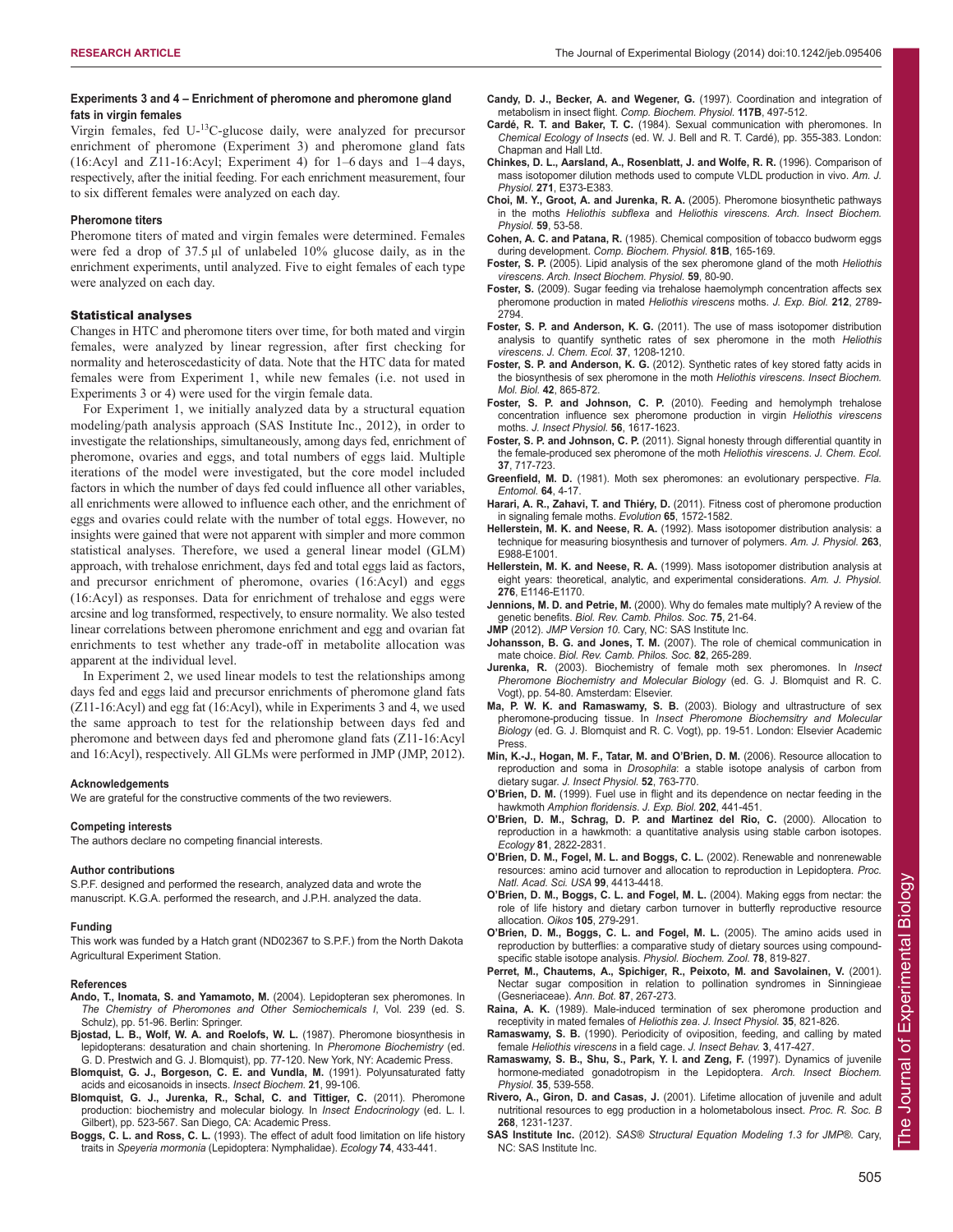### Experiments 3 and 4 – Enrichment of pheromone and pheromone gland fats in virgin females

Virgin females, fed U-$^{13}$C-glucose daily, were analyzed for precursor enrichment of pheromone (Experiment 3) and pheromone gland fats (16:Acyl and Z11-16:Acyl; Experiment 4) for 1–6 days and 1–4 days, respectively, after the initial feeding. For each enrichment measurement, four to six different females were analyzed on each day.

#### Pheromone titers

Pheromone titers of mated and virgin females were determined. Females were fed a drop of 37.5 µl of unlabeled 10% glucose daily, as in the enrichment experiments, until analyzed. Five to eight females of each type were analyzed on each day.

## Statistical analyses

Changes in HTC and pheromone titers over time, for both mated and virgin females, were analyzed by linear regression, after first checking for normality and heteroscedasticity of data. Note that the HTC data for mated females were from Experiment 1, while new females (i.e. not used in Experiments 3 or 4) were used for the virgin female data.

For Experiment 1, we initially analyzed data by a structural equation modeling/path analysis approach (SAS Institute Inc., 2012), in order to investigate the relationships, simultaneously, among days fed, enrichment of pheromone, ovaries and eggs, and total numbers of eggs laid. Multiple iterations of the model were investigated, but the core model included factors in which the number of days fed could influence all other variables, all enrichments were allowed to influence each other, and the enrichment of eggs and ovaries could relate with the number of total eggs. However, no insights were gained that were not apparent with simpler and more common statistical analyses. Therefore, we used a general linear model (GLM) approach, with trehalose enrichment, days fed and total eggs laid as factors, and precursor enrichment of pheromone, ovaries (16:Acyl) and eggs (16:Acyl) as responses. Data for enrichment of trehalose and eggs were arcsine and log transformed, respectively, to ensure normality. We also tested linear correlations between pheromone enrichment and egg and ovarian fat enrichments to test whether any trade-off in metabolite allocation was apparent at the individual level.

In Experiment 2, we used linear models to test the relationships among days fed and eggs laid and precursor enrichments of pheromone gland fats (Z11-16:Acyl) and egg fat (16:Acyl), while in Experiments 3 and 4, we used the same approach to test for the relationship between days fed and pheromone and between days fed and pheromone gland fats (Z11-16:Acyl and 16:Acyl), respectively. All GLMs were performed in JMP (JMP, 2012).

#### Acknowledgements

We are grateful for the constructive comments of the two reviewers.

#### Competing interests

The authors declare no competing financial interests.

#### Author contributions

S.P.F. designed and performed the research, analyzed data and wrote the manuscript. K.G.A. performed the research, and J.P.H. analyzed the data.

#### Funding

This work was funded by a Hatch grant (ND02367 to S.P.F.) from the North Dakota Agricultural Experiment Station.

#### References

**Ando, T., Inomata, S. and Yamamoto, M.** (2004). Lepidopteran sex pheromones. In *The Chemistry of Pheromones and Other Semiochemicals I*, Vol. 239 (ed. S. Schulz), pp. 51-96. Berlin: Springer.

**Bjostad, L. B., Wolf, W. A. and Roelofs, W. L.** (1987). Pheromone biosynthesis in lepidopterans: desaturation and chain shortening. In *Pheromone Biochemistry* (ed. G. D. Prestwich and G. J. Blomquist), pp. 77-120. New York, NY: Academic Press.

**Blomquist, G. J., Borgeson, C. E. and Vundla, M.** (1991). Polyunsaturated fatty acids and eicosanoids in insects. *Insect Biochem.* **21**, 99-106.

**Blomquist, G. J., Jurenka, R., Schal, C. and Tittiger, C.** (2011). Pheromone production: biochemistry and molecular biology. In *Insect Endocrinology* (ed. L. I. Gilbert), pp. 523-567. San Diego, CA: Academic Press.

**Boggs, C. L. and Ross, C. L.** (1993). The effect of adult food limitation on life history traits in *Speyeria mormonia* (Lepidoptera: Nymphalidae). *Ecology* **74**, 433-441.

**Candy, D. J., Becker, A. and Wegener, G.** (1997). Coordination and integration of metabolism in insect flight. *Comp. Biochem. Physiol.* **117B**, 497-512.

**Cardé, R. T. and Baker, T. C.** (1984). Sexual communication with pheromones. In *Chemical Ecology of Insects* (ed. W. J. Bell and R. T. Cardé), pp. 355-383. London: Chapman and Hall Ltd.

**Chinkes, D. L., Aarsland, A., Rosenblatt, J. and Wolfe, R. R.** (1996). Comparison of mass isotopomer dilution methods used to compute VLDL production in vivo. *Am. J. Physiol.* **271**, E373-E383.

**Choi, M. Y., Groot, A. and Jurenka, R. A.** (2005). Pheromone biosynthetic pathways in the moths *Heliothis subflexa* and *Heliothis virescens*. *Arch. Insect Biochem. Physiol.* **59**, 53-58.

**Cohen, A. C. and Patana, R.** (1985). Chemical composition of tobacco budworm eggs during development. *Comp. Biochem. Physiol.* **81B**, 165-169.

**Foster, S. P.** (2005). Lipid analysis of the sex pheromone gland of the moth *Heliothis virescens*. *Arch. Insect Biochem. Physiol.* **59**, 80-90.

**Foster, S.** (2009). Sugar feeding via trehalose haemolymph concentration affects sex pheromone production in mated *Heliothis virescens* moths. *J. Exp. Biol.* **212**, 2789-2794.

**Foster, S. P. and Anderson, K. G.** (2011). The use of mass isotopomer distribution analysis to quantify synthetic rates of sex pheromone in the moth *Heliothis virescens*. *J. Chem. Ecol.* **37**, 1208-1210.

**Foster, S. P. and Anderson, K. G.** (2012). Synthetic rates of key stored fatty acids in the biosynthesis of sex pheromone in the moth *Heliothis virescens*. *Insect Biochem. Mol. Biol.* **42**, 865-872.

**Foster, S. P. and Johnson, C. P.** (2010). Feeding and hemolymph trehalose concentration influence sex pheromone production in virgin *Heliothis virescens* moths. *J. Insect Physiol.* **56**, 1617-1623.

**Foster, S. P. and Johnson, C. P.** (2011). Signal honesty through differential quantity in the female-produced sex pheromone of the moth *Heliothis virescens*. *J. Chem. Ecol.* **37**, 717-723.

**Greenfield, M. D.** (1981). Moth sex pheromones: an evolutionary perspective. *Fla. Entomol.* **64**, 4-17.

**Harari, A. R., Zahavi, T. and Thiéry, D.** (2011). Fitness cost of pheromone production in signaling female moths. *Evolution* **65**, 1572-1582.

**Hellerstein, M. K. and Neese, R. A.** (1992). Mass isotopomer distribution analysis: a technique for measuring biosynthesis and turnover of polymers. *Am. J. Physiol.* **263**, E988-E1001.

**Hellerstein, M. K. and Neese, R. A.** (1999). Mass isotopomer distribution analysis at eight years: theoretical, analytic, and experimental considerations. *Am. J. Physiol.* **276**, E1146-E1170.

**Jennions, M. D. and Petrie, M.** (2000). Why do females mate multiply? A review of the genetic benefits. *Biol. Rev. Camb. Philos. Soc.* **75**, 21-64.

**JMP** (2012). *JMP Version 10*. Cary, NC: SAS Institute Inc.

**Johansson, B. G. and Jones, T. M.** (2007). The role of chemical communication in mate choice. *Biol. Rev. Camb. Philos. Soc.* **82**, 265-289.

**Jurenka, R.** (2003). Biochemistry of female moth sex pheromones. In *Insect Pheromone Biochemistry and Molecular Biology* (ed. G. J. Blomquist and R. C. Vogt), pp. 54-80. Amsterdam: Elsevier.

**Ma, P. W. K. and Ramaswamy, S. B.** (2003). Biology and ultrastructure of sex pheromone-producing tissue. In *Insect Pheromone Biochemsitry and Molecular Biology* (ed. G. J. Blomquist and R. C. Vogt), pp. 19-51. London: Elsevier Academic Press.

**Min, K.-J., Hogan, M. F., Tatar, M. and O'Brien, D. M.** (2006). Resource allocation to reproduction and soma in *Drosophila*: a stable isotope analysis of carbon from dietary sugar. *J. Insect Physiol.* **52**, 763-770.

**O'Brien, D. M.** (1999). Fuel use in flight and its dependence on nectar feeding in the hawkmoth *Amphion floridensis*. *J. Exp. Biol.* **202**, 441-451.

**O'Brien, D. M., Schrag, D. P. and Martinez del Rio, C.** (2000). Allocation to reproduction in a hawkmoth: a quantitative analysis using stable carbon isotopes. *Ecology* **81**, 2822-2831.

**O'Brien, D. M., Fogel, M. L. and Boggs, C. L.** (2002). Renewable and nonrenewable resources: amino acid turnover and allocation to reproduction in Lepidoptera. *Proc. Natl. Acad. Sci. USA* **99**, 4413-4418.

**O'Brien, D. M., Boggs, C. L. and Fogel, M. L.** (2004). Making eggs from nectar: the role of life history and dietary carbon turnover in butterfly reproductive resource allocation. *Oikos* **105**, 279-291.

**O'Brien, D. M., Boggs, C. L. and Fogel, M. L.** (2005). The amino acids used in reproduction by butterflies: a comparative study of dietary sources using compound-specific stable isotope analysis. *Physiol. Biochem. Zool.* **78**, 819-827.

**Perret, M., Chautems, A., Spichiger, R., Peixoto, M. and Savolainen, V.** (2001). Nectar sugar composition in relation to pollination syndromes in Sinningieae (Gesneriaceae). *Ann. Bot.* **87**, 267-273.

**Raina, A. K.** (1989). Male-induced termination of sex pheromone production and receptivity in mated females of *Heliothis zea*. *J. Insect Physiol.* **35**, 821-826.

**Ramaswamy, S. B.** (1990). Periodicity of oviposition, feeding, and calling by mated female *Heliothis virescens* in a field cage. *J. Insect Behav.* **3**, 417-427.

**Ramaswamy, S. B., Shu, S., Park, Y. I. and Zeng, F.** (1997). Dynamics of juvenile hormone-mediated gonadotropism in the Lepidoptera. *Arch. Insect Biochem. Physiol.* **35**, 539-558.

**Rivero, A., Giron, D. and Casas, J.** (2001). Lifetime allocation of juvenile and adult nutritional resources to egg production in a holometabolous insect. *Proc. R. Soc. B* **268**, 1231-1237.

**SAS Institute Inc.** (2012). *SAS® Structural Equation Modeling 1.3 for JMP®*. Cary, NC: SAS Institute Inc.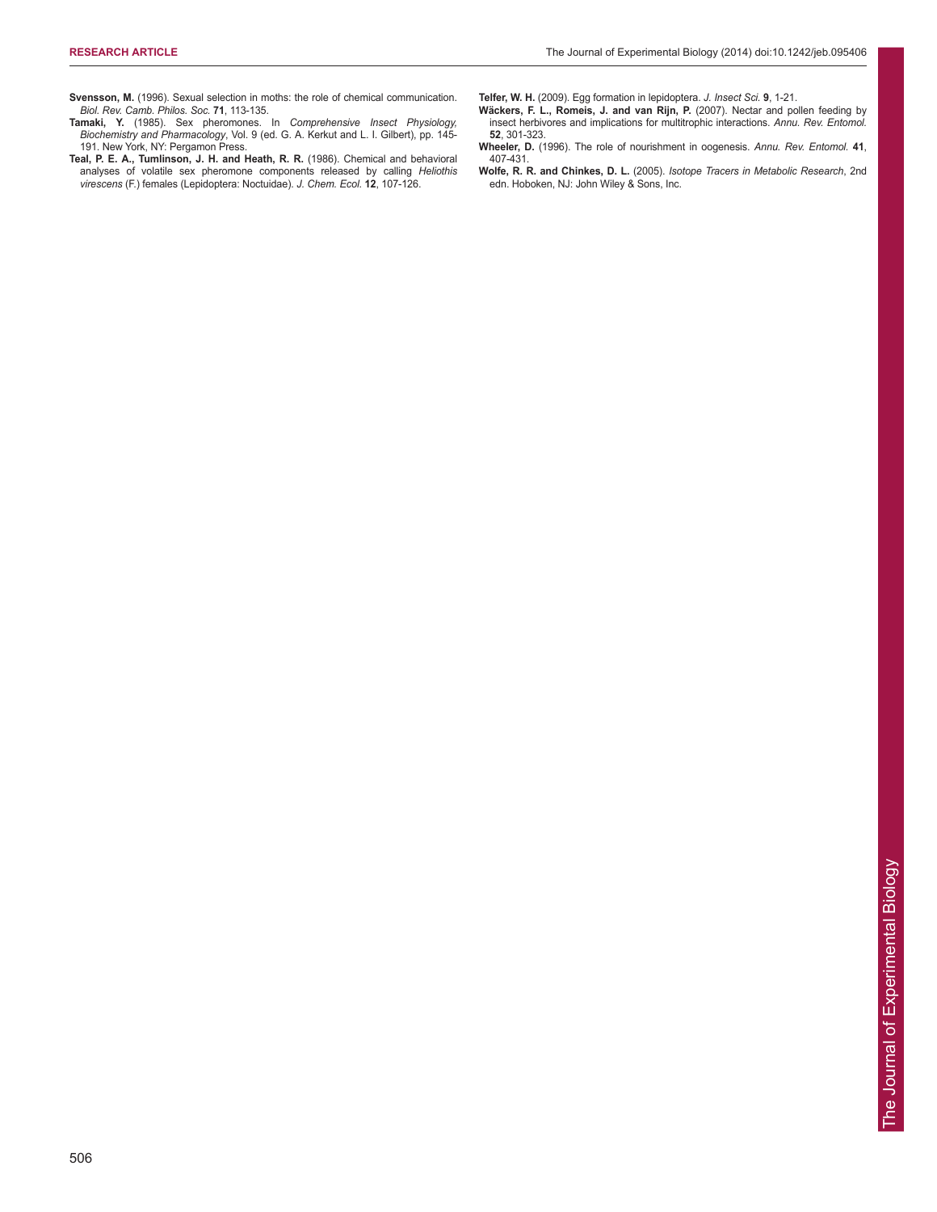**Svensson, M.** (1996). Sexual selection in moths: the role of chemical communication. *Biol. Rev. Camb. Philos. Soc.* **71**, 113-135.

**Tamaki, Y.** (1985). Sex pheromones. In *Comprehensive Insect Physiology, Biochemistry and Pharmacology*, Vol. 9 (ed. G. A. Kerkut and L. I. Gilbert), pp. 145-191. New York, NY: Pergamon Press.

**Teal, P. E. A., Tumlinson, J. H. and Heath, R. R.** (1986). Chemical and behavioral analyses of volatile sex pheromone components released by calling *Heliothis virescens* (F.) females (Lepidoptera: Noctuidae). *J. Chem. Ecol.* **12**, 107-126.

**Telfer, W. H.** (2009). Egg formation in lepidoptera. *J. Insect Sci.* **9**, 1-21.

**Wäckers, F. L., Romeis, J. and van Rijn, P.** (2007). Nectar and pollen feeding by insect herbivores and implications for multitrophic interactions. *Annu. Rev. Entomol.* **52**, 301-323.

**Wheeler, D.** (1996). The role of nourishment in oogenesis. *Annu. Rev. Entomol.* **41**, 407-431.

**Wolfe, R. R. and Chinkes, D. L.** (2005). *Isotope Tracers in Metabolic Research*, 2nd edn. Hoboken, NJ: John Wiley & Sons, Inc.